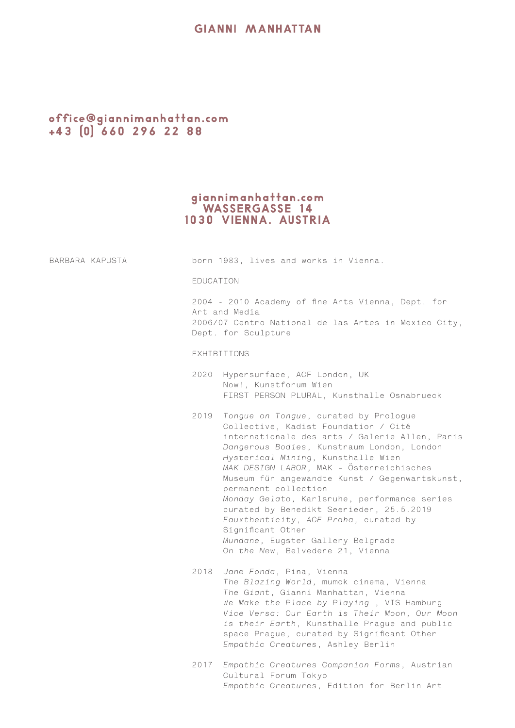# GIANNI MANHATTAN

office@giannimanhattan.com
+43 (0) 660 296 22 88

giannimanhattan.com
WASSERGASSE 14
1030 VIENNA. AUSTRIA

BARBARA KAPUSTA

born 1983, lives and works in Vienna.

## EDUCATION

2004 - 2010 Academy of fine Arts Vienna, Dept. for Art and Media
2006/07 Centro National de las Artes in Mexico City, Dept. for Sculpture

## EXHIBITIONS

**2020**
Hypersurface, ACF London, UK
Now!, Kunstforum Wien
FIRST PERSON PLURAL, Kunsthalle Osnabrueck

**2019**
*Tongue on Tongue*, curated by Prologue Collective, Kadist Foundation / Cité internationale des arts / Galerie Allen, Paris
*Dangerous Bodies*, Kunstraum London, London
*Hysterical Mining*, Kunsthalle Wien
*MAK DESIGN LABOR*, MAK - Österreichisches Museum für angewandte Kunst / Gegenwartskunst, permanent collection
*Monday Gelato*, Karlsruhe, performance series curated by Benedikt Seerieder, 25.5.2019
*Fauxthenticity*, *ACF Praha*, curated by Significant Other
*Mundane*, Eugster Gallery Belgrade
*On the New*, Belvedere 21, Vienna

**2018**
*Jane Fonda*, Pina, Vienna
*The Blazing World*, mumok cinema, Vienna
*The Giant*, Gianni Manhattan, Vienna
*We Make the Place by Playing* , VIS Hamburg
*Vice Versa: Our Earth is Their Moon, Our Moon is their Earth*, Kunsthalle Prague and public space Prague, curated by Significant Other
*Empathic Creatures*, Ashley Berlin

**2017**
*Empathic Creatures Companion Forms*, Austrian Cultural Forum Tokyo
*Empathic Creatures*, Edition for Berlin Art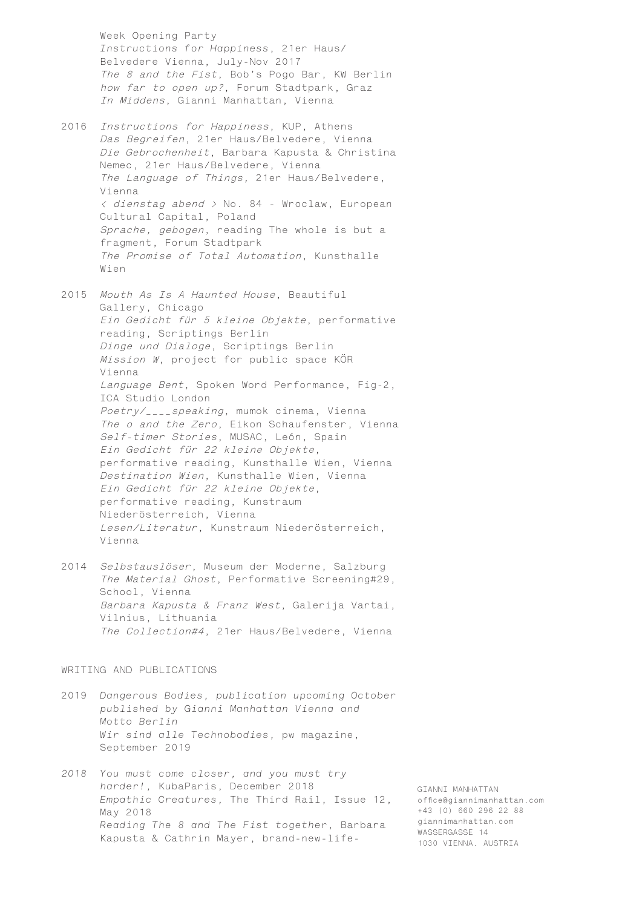Week Opening Party
*Instructions for Happiness*, 21er Haus/ Belvedere Vienna, July-Nov 2017
*The 8 and the Fist*, Bob's Pogo Bar, KW Berlin
*how far to open up?*, Forum Stadtpark, Graz
*In Middens*, Gianni Manhattan, Vienna

2016 *Instructions for Happiness*, KUP, Athens
*Das Begreifen*, 21er Haus/Belvedere, Vienna
*Die Gebrochenheit*, Barbara Kapusta & Christina Nemec, 21er Haus/Belvedere, Vienna
*The Language of Things*, 21er Haus/Belvedere, Vienna
*< dienstag abend >* No. 84 - Wroclaw, European Cultural Capital, Poland
*Sprache, gebogen*, reading The whole is but a fragment, Forum Stadtpark
*The Promise of Total Automation*, Kunsthalle Wien

2015 *Mouth As Is A Haunted House*, Beautiful Gallery, Chicago
*Ein Gedicht für 5 kleine Objekte*, performative reading, Scriptings Berlin
*Dinge und Dialoge*, Scriptings Berlin
*Mission W*, project for public space KÖR Vienna
*Language Bent*, Spoken Word Performance, Fig-2, ICA Studio London
*Poetry/____speaking*, mumok cinema, Vienna
*The o and the Zero*, Eikon Schaufenster, Vienna
*Self-timer Stories*, MUSAC, León, Spain
*Ein Gedicht für 22 kleine Objekte*, performative reading, Kunsthalle Wien, Vienna
*Destination Wien*, Kunsthalle Wien, Vienna
*Ein Gedicht für 22 kleine Objekte*, performative reading, Kunstraum Niederösterreich, Vienna
*Lesen/Literatur*, Kunstraum Niederösterreich, Vienna

2014 *Selbstauslöser*, Museum der Moderne, Salzburg
*The Material Ghost*, Performative Screening#29, School, Vienna
*Barbara Kapusta & Franz West*, Galerija Vartai, Vilnius, Lithuania
*The Collection#4*, 21er Haus/Belvedere, Vienna

WRITING AND PUBLICATIONS

2019 *Dangerous Bodies, publication upcoming October published by Gianni Manhattan Vienna and Motto Berlin*
*Wir sind alle Technobodies*, pw magazine, September 2019

*2018* *You must come closer, and you must try harder!*, KubaParis, December 2018
*Empathic Creatures*, The Third Rail, Issue 12, May 2018
*Reading The 8 and The Fist together*, Barbara Kapusta & Cathrin Mayer, brand-new-life-

GIANNI MANHATTAN
office@giannimanhattan.com
+43 (0) 660 296 22 88
giannimanhattan.com
WASSERGASSE 14
1030 VIENNA. AUSTRIA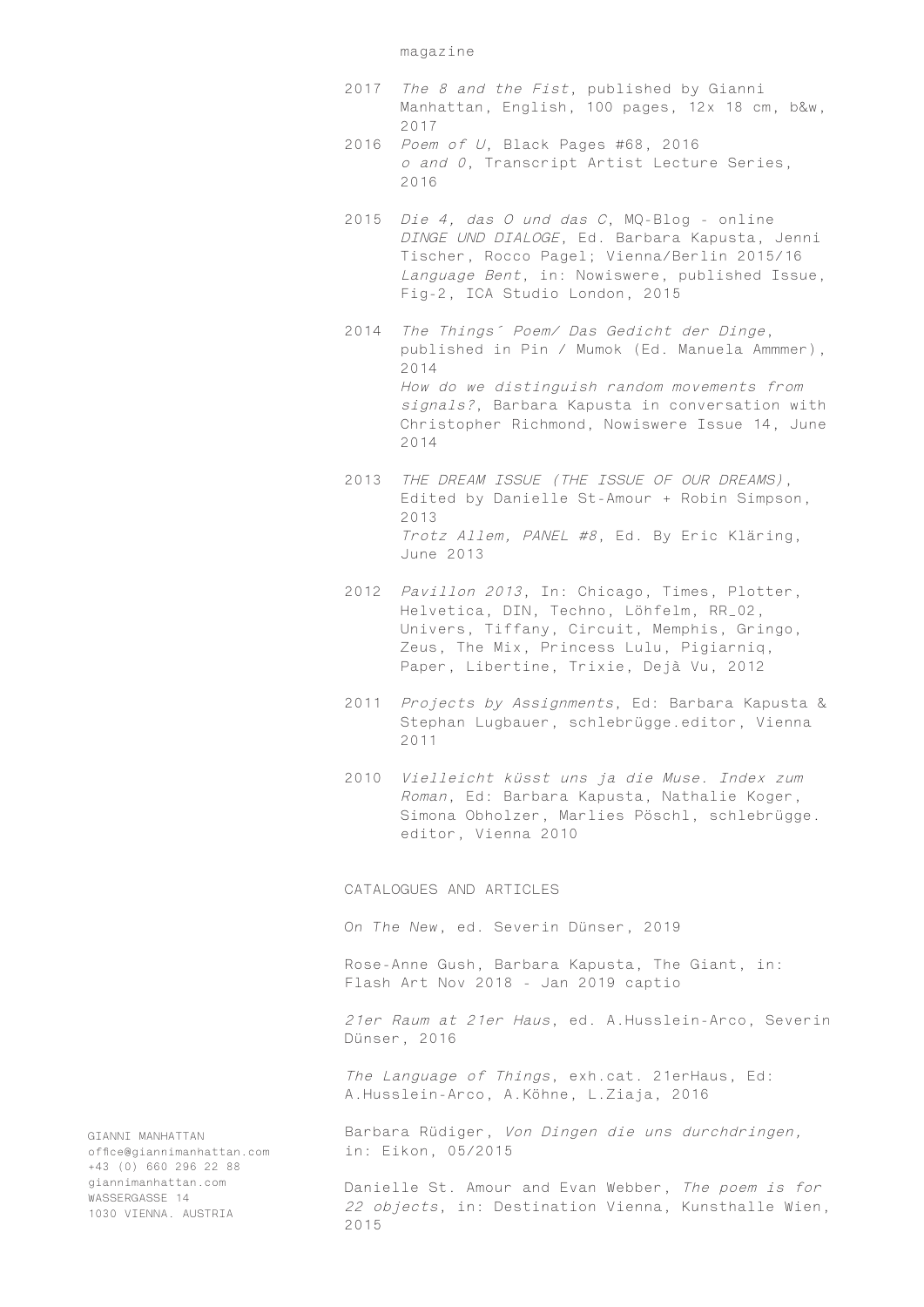magazine

2017 *The 8 and the Fist*, published by Gianni Manhattan, English, 100 pages, 12x 18 cm, b&w, 2017

2016 *Poem of U*, Black Pages #68, 2016
*o and 0*, Transcript Artist Lecture Series, 2016

2015 *Die 4, das O und das C*, MQ-Blog - online
*DINGE UND DIALOGE*, Ed. Barbara Kapusta, Jenni Tischer, Rocco Pagel; Vienna/Berlin 2015/16
*Language Bent*, in: Nowiswere, published Issue, Fig-2, ICA Studio London, 2015

2014 *The Things´ Poem/ Das Gedicht der Dinge*, published in Pin / Mumok (Ed. Manuela Ammmer), 2014
*How do we distinguish random movements from signals?*, Barbara Kapusta in conversation with Christopher Richmond, Nowiswere Issue 14, June 2014

2013 *THE DREAM ISSUE (THE ISSUE OF OUR DREAMS)*, Edited by Danielle St-Amour + Robin Simpson, 2013
*Trotz Allem, PANEL #8*, Ed. By Eric Kläring, June 2013

2012 *Pavillon 2013*, In: Chicago, Times, Plotter, Helvetica, DIN, Techno, Löhfelm, RR_02, Univers, Tiffany, Circuit, Memphis, Gringo, Zeus, The Mix, Princess Lulu, Pigiarniq, Paper, Libertine, Trixie, Dejâ Vu, 2012

2011 *Projects by Assignments*, Ed: Barbara Kapusta & Stephan Lugbauer, schlebrügge.editor, Vienna 2011

2010 *Vielleicht küsst uns ja die Muse. Index zum Roman*, Ed: Barbara Kapusta, Nathalie Koger, Simona Obholzer, Marlies Pöschl, schlebrügge. editor, Vienna 2010

CATALOGUES AND ARTICLES

On *The New*, ed. Severin Dünser, 2019

Rose-Anne Gush, Barbara Kapusta, The Giant, in: Flash Art Nov 2018 - Jan 2019 captio

*21er Raum at 21er Haus*, ed. A.Husslein-Arco, Severin Dünser, 2016

*The Language of Things*, exh.cat. 21erHaus, Ed: A.Husslein-Arco, A.Köhne, L.Ziaja, 2016

Barbara Rüdiger, *Von Dingen die uns durchdringen,* in: Eikon, 05/2015

Danielle St. Amour and Evan Webber, *The poem is for 22 objects*, in: Destination Vienna, Kunsthalle Wien, 2015

GIANNI MANHATTAN
office@giannimanhattan.com
+43 (0) 660 296 22 88
giannimanhattan.com
WASSERGASSE 14
1030 VIENNA. AUSTRIA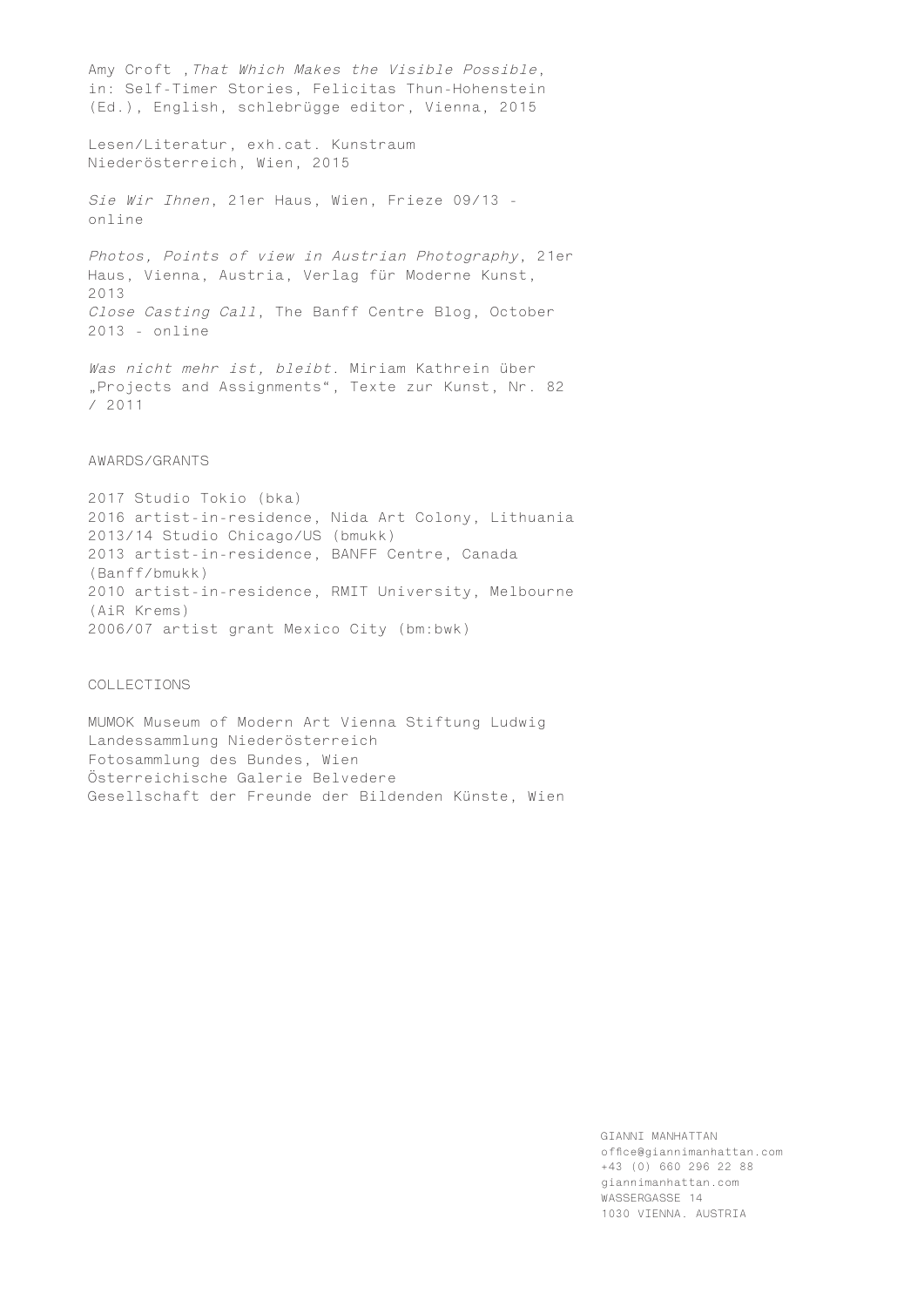Amy Croft ,*That Which Makes the Visible Possible*, in: Self-Timer Stories, Felicitas Thun-Hohenstein (Ed.), English, schlebrügge editor, Vienna, 2015

Lesen/Literatur, exh.cat. Kunstraum Niederösterreich, Wien, 2015

*Sie Wir Ihnen*, 21er Haus, Wien, Frieze 09/13 - online

*Photos, Points of view in Austrian Photography*, 21er Haus, Vienna, Austria, Verlag für Moderne Kunst, 2013
*Close Casting Call*, The Banff Centre Blog, October 2013 - online

*Was nicht mehr ist, bleibt*. Miriam Kathrein über „Projects and Assignments", Texte zur Kunst, Nr. 82 / 2011

## AWARDS/GRANTS

2017 Studio Tokio (bka)
2016 artist-in-residence, Nida Art Colony, Lithuania
2013/14 Studio Chicago/US (bmukk)
2013 artist-in-residence, BANFF Centre, Canada (Banff/bmukk)
2010 artist-in-residence, RMIT University, Melbourne (AiR Krems)
2006/07 artist grant Mexico City (bm:bwk)

## COLLECTIONS

MUMOK Museum of Modern Art Vienna Stiftung Ludwig
Landessammlung Niederösterreich
Fotosammlung des Bundes, Wien
Österreichische Galerie Belvedere
Gesellschaft der Freunde der Bildenden Künste, Wien

GIANNI MANHATTAN
office@giannimanhattan.com
+43 (0) 660 296 22 88
giannimanhattan.com
WASSERGASSE 14
1030 VIENNA. AUSTRIA